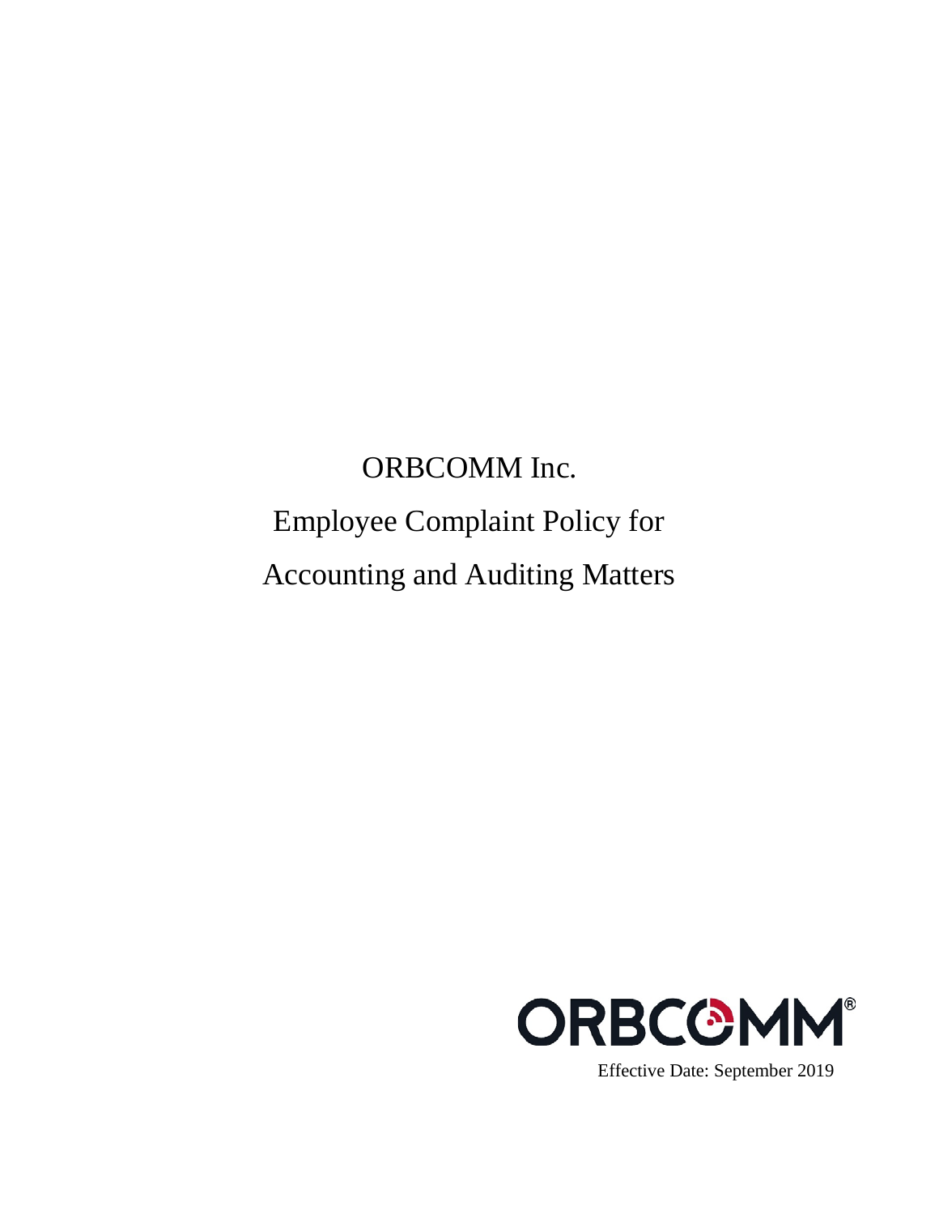# ORBCOMM Inc.

# Employee Complaint Policy for Accounting and Auditing Matters

ORBCOMM®

Effective Date: September 2019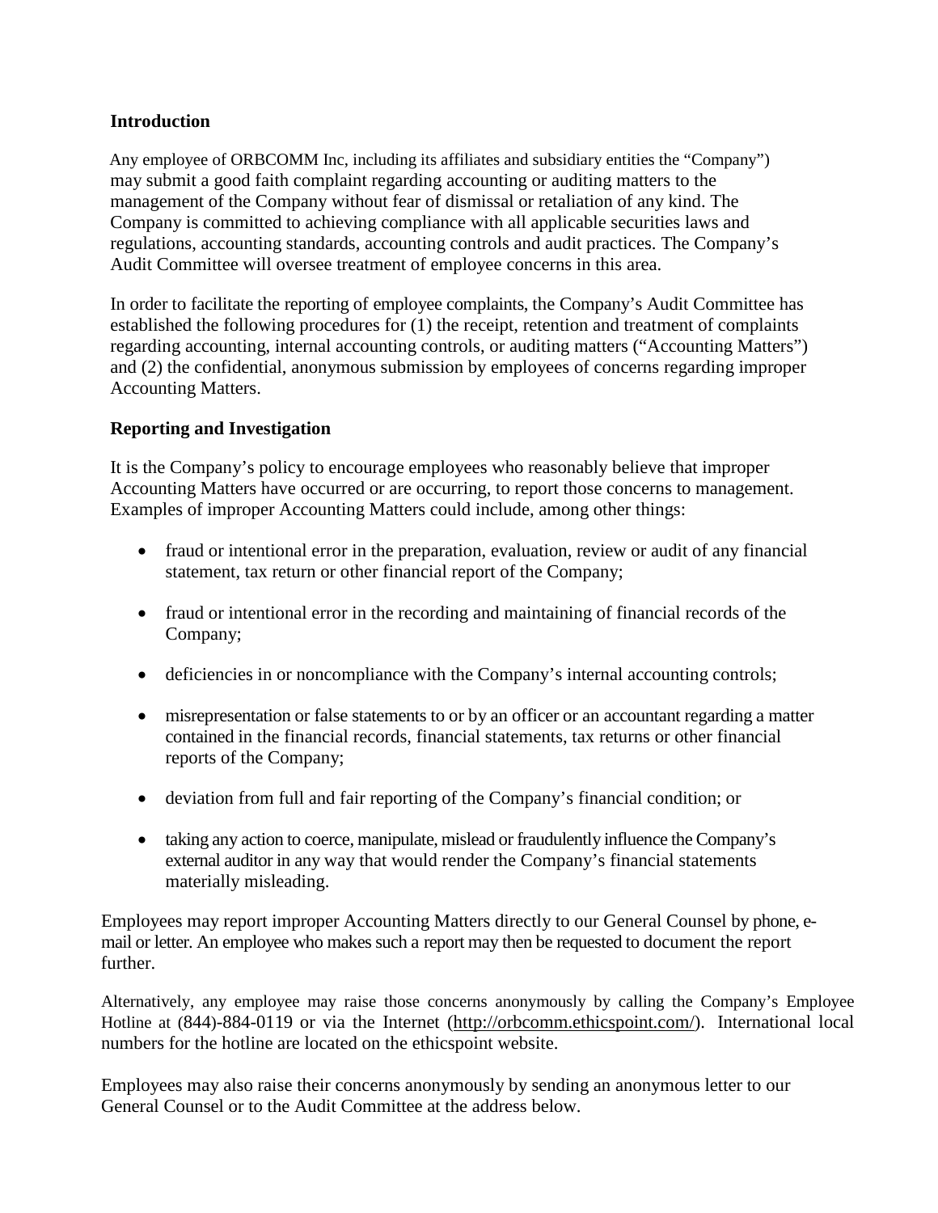## Introduction

Any employee of ORBCOMM Inc, including its affiliates and subsidiary entities the "Company") may submit a good faith complaint regarding accounting or auditing matters to the management of the Company without fear of dismissal or retaliation of any kind. The Company is committed to achieving compliance with all applicable securities laws and regulations, accounting standards, accounting controls and audit practices. The Company's Audit Committee will oversee treatment of employee concerns in this area.

In order to facilitate the reporting of employee complaints, the Company's Audit Committee has established the following procedures for (1) the receipt, retention and treatment of complaints regarding accounting, internal accounting controls, or auditing matters ("Accounting Matters") and (2) the confidential, anonymous submission by employees of concerns regarding improper Accounting Matters.

## Reporting and Investigation

It is the Company's policy to encourage employees who reasonably believe that improper Accounting Matters have occurred or are occurring, to report those concerns to management. Examples of improper Accounting Matters could include, among other things:

- fraud or intentional error in the preparation, evaluation, review or audit of any financial statement, tax return or other financial report of the Company;
- fraud or intentional error in the recording and maintaining of financial records of the Company;
- deficiencies in or noncompliance with the Company's internal accounting controls;
- misrepresentation or false statements to or by an officer or an accountant regarding a matter contained in the financial records, financial statements, tax returns or other financial reports of the Company;
- deviation from full and fair reporting of the Company's financial condition; or
- taking any action to coerce, manipulate, mislead or fraudulently influence the Company's external auditor in any way that would render the Company's financial statements materially misleading.

Employees may report improper Accounting Matters directly to our General Counsel by phone, e-mail or letter. An employee who makes such a report may then be requested to document the report further.

Alternatively, any employee may raise those concerns anonymously by calling the Company's Employee Hotline at (844)-884-0119 or via the Internet (http://orbcomm.ethicspoint.com/). International local numbers for the hotline are located on the ethicspoint website.

Employees may also raise their concerns anonymously by sending an anonymous letter to our General Counsel or to the Audit Committee at the address below.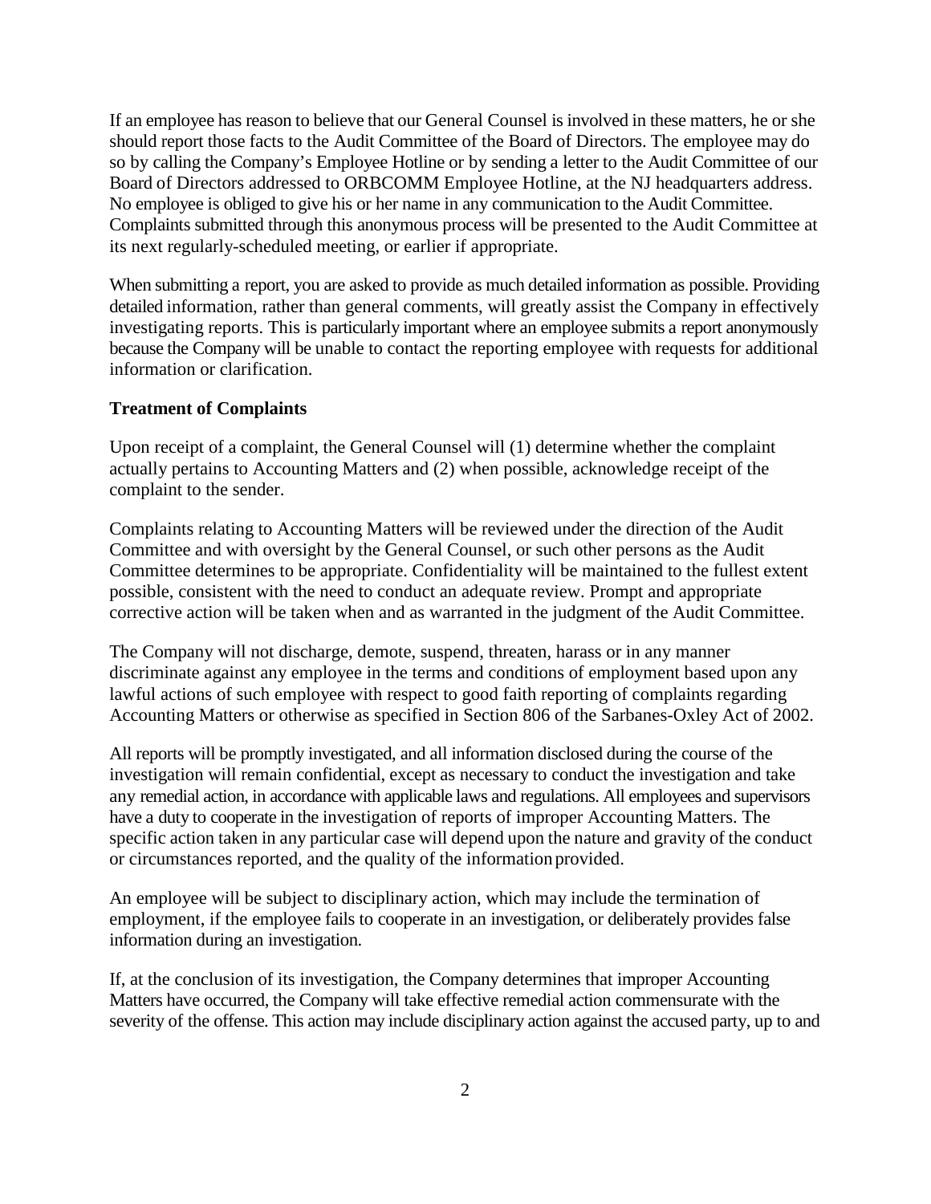If an employee has reason to believe that our General Counsel is involved in these matters, he or she should report those facts to the Audit Committee of the Board of Directors. The employee may do so by calling the Company's Employee Hotline or by sending a letter to the Audit Committee of our Board of Directors addressed to ORBCOMM Employee Hotline, at the NJ headquarters address. No employee is obliged to give his or her name in any communication to the Audit Committee. Complaints submitted through this anonymous process will be presented to the Audit Committee at its next regularly-scheduled meeting, or earlier if appropriate.

When submitting a report, you are asked to provide as much detailed information as possible. Providing detailed information, rather than general comments, will greatly assist the Company in effectively investigating reports. This is particularly important where an employee submits a report anonymously because the Company will be unable to contact the reporting employee with requests for additional information or clarification.

**Treatment of Complaints**

Upon receipt of a complaint, the General Counsel will (1) determine whether the complaint actually pertains to Accounting Matters and (2) when possible, acknowledge receipt of the complaint to the sender.

Complaints relating to Accounting Matters will be reviewed under the direction of the Audit Committee and with oversight by the General Counsel, or such other persons as the Audit Committee determines to be appropriate. Confidentiality will be maintained to the fullest extent possible, consistent with the need to conduct an adequate review. Prompt and appropriate corrective action will be taken when and as warranted in the judgment of the Audit Committee.

The Company will not discharge, demote, suspend, threaten, harass or in any manner discriminate against any employee in the terms and conditions of employment based upon any lawful actions of such employee with respect to good faith reporting of complaints regarding Accounting Matters or otherwise as specified in Section 806 of the Sarbanes-Oxley Act of 2002.

All reports will be promptly investigated, and all information disclosed during the course of the investigation will remain confidential, except as necessary to conduct the investigation and take any remedial action, in accordance with applicable laws and regulations. All employees and supervisors have a duty to cooperate in the investigation of reports of improper Accounting Matters. The specific action taken in any particular case will depend upon the nature and gravity of the conduct or circumstances reported, and the quality of the information provided.

An employee will be subject to disciplinary action, which may include the termination of employment, if the employee fails to cooperate in an investigation, or deliberately provides false information during an investigation.

If, at the conclusion of its investigation, the Company determines that improper Accounting Matters have occurred, the Company will take effective remedial action commensurate with the severity of the offense. This action may include disciplinary action against the accused party, up to and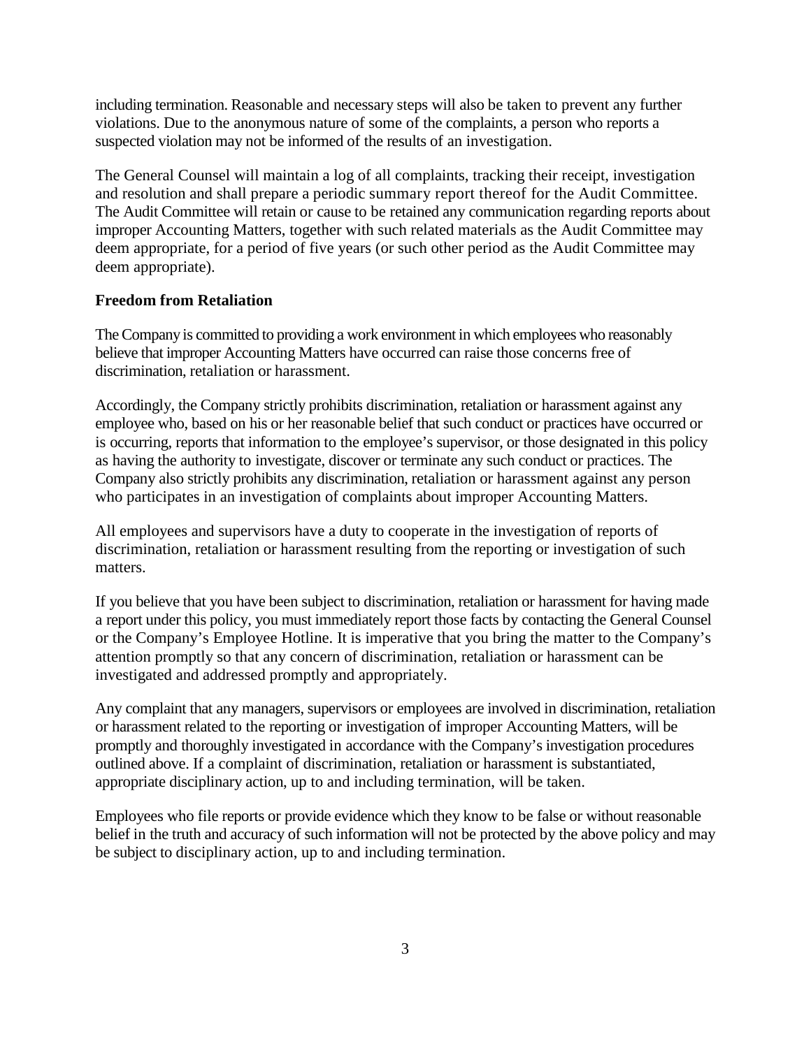including termination. Reasonable and necessary steps will also be taken to prevent any further violations. Due to the anonymous nature of some of the complaints, a person who reports a suspected violation may not be informed of the results of an investigation.

The General Counsel will maintain a log of all complaints, tracking their receipt, investigation and resolution and shall prepare a periodic summary report thereof for the Audit Committee. The Audit Committee will retain or cause to be retained any communication regarding reports about improper Accounting Matters, together with such related materials as the Audit Committee may deem appropriate, for a period of five years (or such other period as the Audit Committee may deem appropriate).

**Freedom from Retaliation**

The Company is committed to providing a work environment in which employees who reasonably believe that improper Accounting Matters have occurred can raise those concerns free of discrimination, retaliation or harassment.

Accordingly, the Company strictly prohibits discrimination, retaliation or harassment against any employee who, based on his or her reasonable belief that such conduct or practices have occurred or is occurring, reports that information to the employee's supervisor, or those designated in this policy as having the authority to investigate, discover or terminate any such conduct or practices. The Company also strictly prohibits any discrimination, retaliation or harassment against any person who participates in an investigation of complaints about improper Accounting Matters.

All employees and supervisors have a duty to cooperate in the investigation of reports of discrimination, retaliation or harassment resulting from the reporting or investigation of such matters.

If you believe that you have been subject to discrimination, retaliation or harassment for having made a report under this policy, you must immediately report those facts by contacting the General Counsel or the Company's Employee Hotline. It is imperative that you bring the matter to the Company's attention promptly so that any concern of discrimination, retaliation or harassment can be investigated and addressed promptly and appropriately.

Any complaint that any managers, supervisors or employees are involved in discrimination, retaliation or harassment related to the reporting or investigation of improper Accounting Matters, will be promptly and thoroughly investigated in accordance with the Company's investigation procedures outlined above. If a complaint of discrimination, retaliation or harassment is substantiated, appropriate disciplinary action, up to and including termination, will be taken.

Employees who file reports or provide evidence which they know to be false or without reasonable belief in the truth and accuracy of such information will not be protected by the above policy and may be subject to disciplinary action, up to and including termination.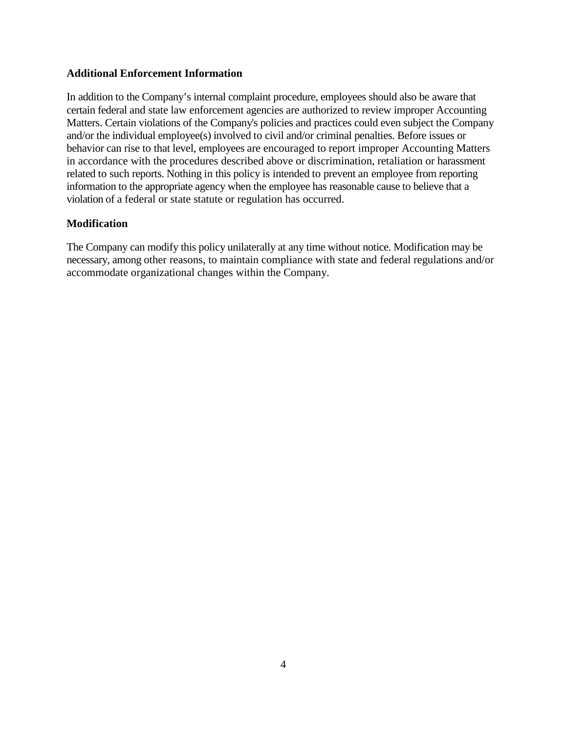**Additional Enforcement Information**

In addition to the Company's internal complaint procedure, employees should also be aware that certain federal and state law enforcement agencies are authorized to review improper Accounting Matters. Certain violations of the Company's policies and practices could even subject the Company and/or the individual employee(s) involved to civil and/or criminal penalties. Before issues or behavior can rise to that level, employees are encouraged to report improper Accounting Matters in accordance with the procedures described above or discrimination, retaliation or harassment related to such reports. Nothing in this policy is intended to prevent an employee from reporting information to the appropriate agency when the employee has reasonable cause to believe that a violation of a federal or state statute or regulation has occurred.

**Modification**

The Company can modify this policy unilaterally at any time without notice. Modification may be necessary, among other reasons, to maintain compliance with state and federal regulations and/or accommodate organizational changes within the Company.